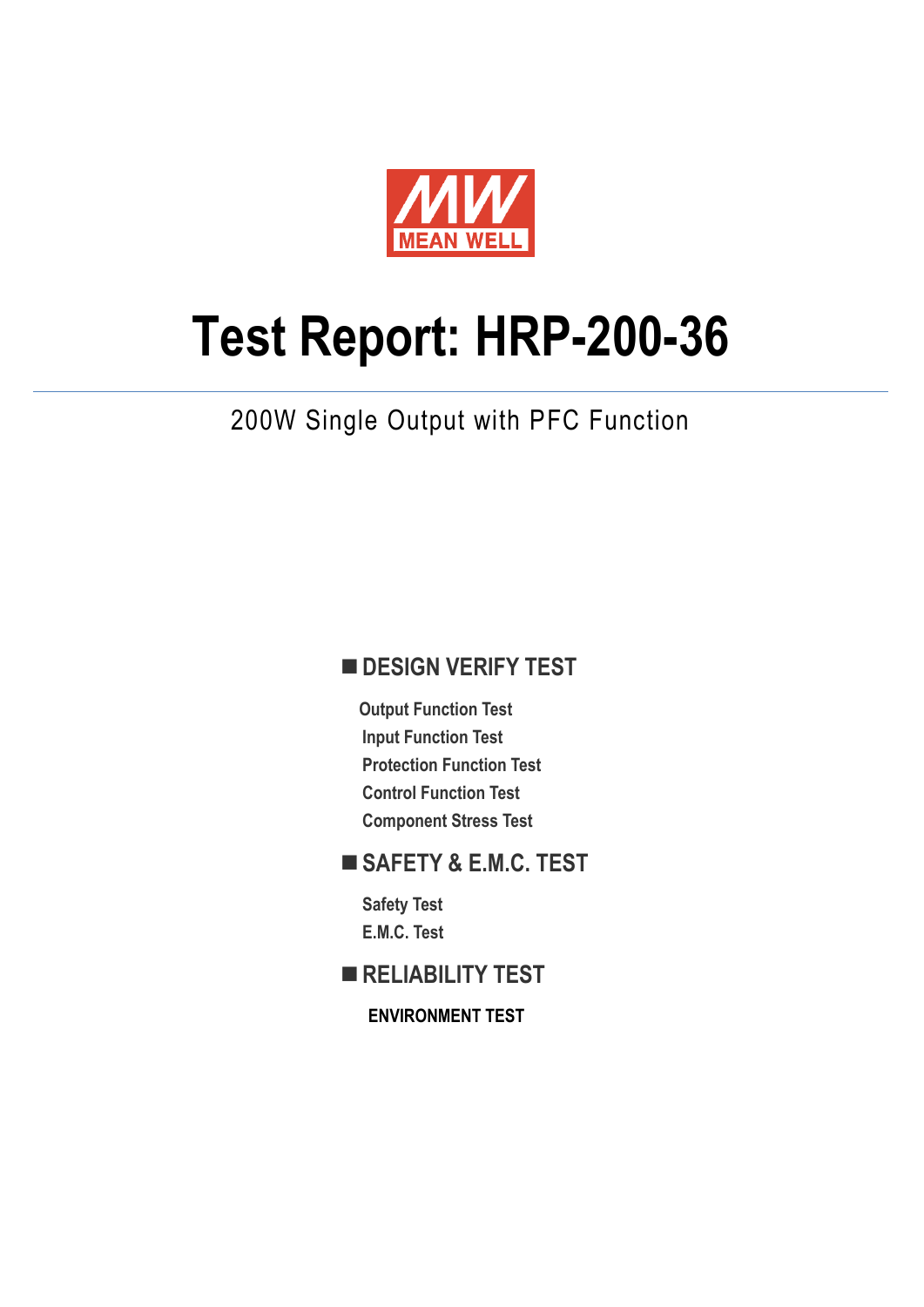MEAN WELL

# Test Report: HRP-200-36

200W Single Output with PFC Function

## ■ DESIGN VERIFY TEST

- Output Function Test
- Input Function Test
- Protection Function Test
- Control Function Test
- Component Stress Test

## ■ SAFETY & E.M.C. TEST

- Safety Test
- E.M.C. Test

## ■ RELIABILITY TEST

**ENVIRONMENT TEST**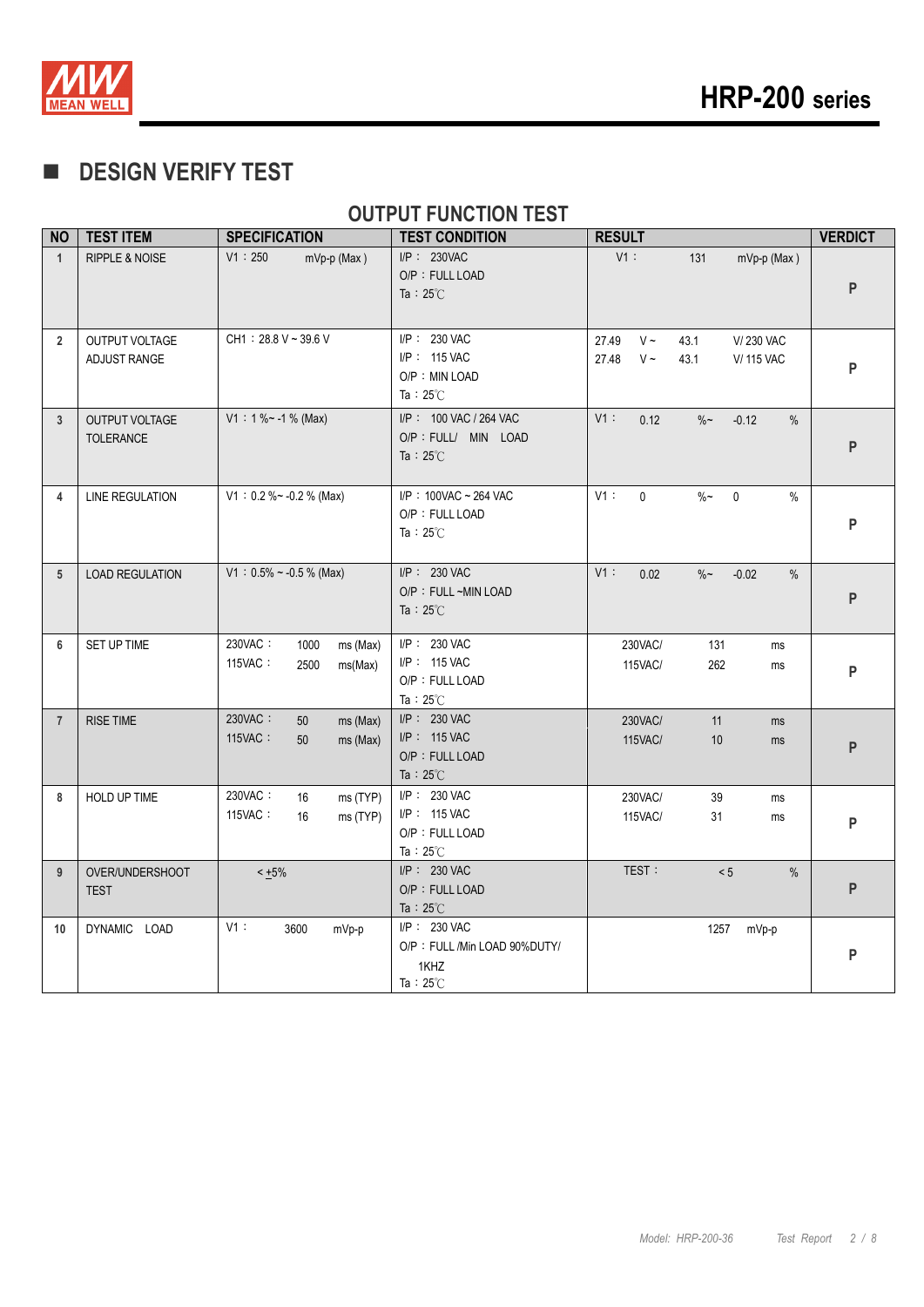## DESIGN VERIFY TEST

### OUTPUT FUNCTION TEST

| NO | TEST ITEM | SPECIFICATION | TEST CONDITION | RESULT | VERDICT |
|---|---|---|---|---|---|
| 1 | RIPPLE & NOISE | V1：250 mVp-p (Max ) | I/P：230VAC<br>O/P：FULL LOAD<br>Ta：25℃ | V1： 131 mVp-p (Max ) | P |
| 2 | OUTPUT VOLTAGE ADJUST RANGE | CH1：28.8 V ~ 39.6 V | I/P：230 VAC<br>I/P：115 VAC<br>O/P：MIN LOAD<br>Ta：25℃ | 27.49 V ~ 43.1 V/ 230 VAC<br>27.48 V ~ 43.1 V/ 115 VAC | P |
| 3 | OUTPUT VOLTAGE TOLERANCE | V1：1 %~ -1 % (Max) | I/P：100 VAC / 264 VAC<br>O/P：FULL/ MIN LOAD<br>Ta：25℃ | V1： 0.12 %~ -0.12 % | P |
| 4 | LINE REGULATION | V1：0.2 %~ -0.2 % (Max) | I/P：100VAC ~ 264 VAC<br>O/P：FULL LOAD<br>Ta：25℃ | V1： 0 %~ 0 % | P |
| 5 | LOAD REGULATION | V1：0.5% ~ -0.5 % (Max) | I/P：230 VAC<br>O/P：FULL ~MIN LOAD<br>Ta：25℃ | V1： 0.02 %~ -0.02 % | P |
| 6 | SET UP TIME | 230VAC： 1000 ms (Max)<br>115VAC： 2500 ms(Max) | I/P：230 VAC<br>I/P：115 VAC<br>O/P：FULL LOAD<br>Ta：25℃ | 230VAC/ 131 ms<br>115VAC/ 262 ms | P |
| 7 | RISE TIME | 230VAC： 50 ms (Max)<br>115VAC： 50 ms (Max) | I/P：230 VAC<br>I/P：115 VAC<br>O/P：FULL LOAD<br>Ta：25℃ | 230VAC/ 11 ms<br>115VAC/ 10 ms | P |
| 8 | HOLD UP TIME | 230VAC： 16 ms (TYP)<br>115VAC： 16 ms (TYP) | I/P：230 VAC<br>I/P：115 VAC<br>O/P：FULL LOAD<br>Ta：25℃ | 230VAC/ 39 ms<br>115VAC/ 31 ms | P |
| 9 | OVER/UNDERSHOOT TEST | < ±5% | I/P：230 VAC<br>O/P：FULL LOAD<br>Ta：25℃ | TEST： < 5 % | P |
| 10 | DYNAMIC LOAD | V1： 3600 mVp-p | I/P：230 VAC<br>O/P：FULL /Min LOAD 90%DUTY/ 1KHZ<br>Ta：25℃ | 1257 mVp-p | P |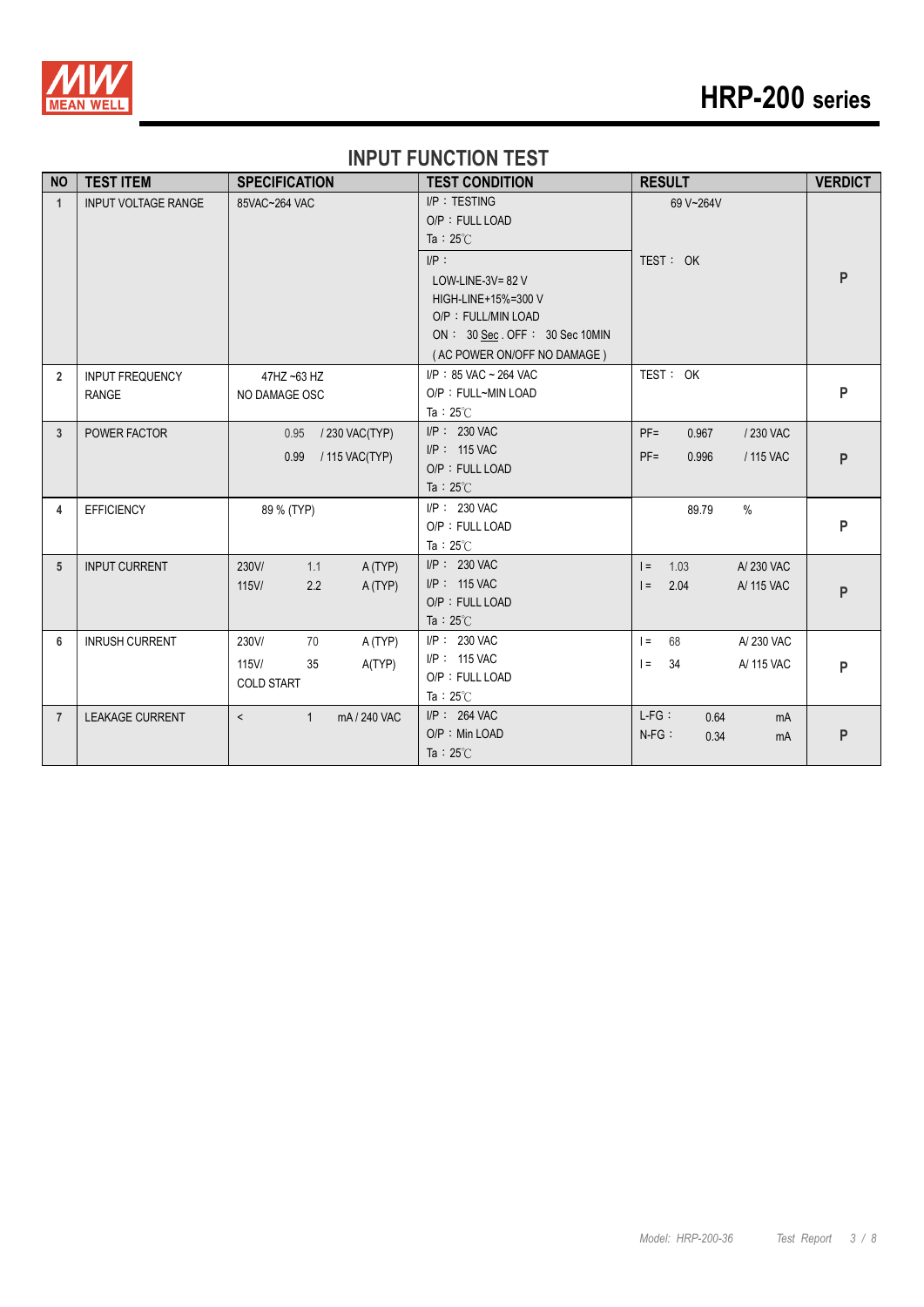## INPUT FUNCTION TEST

| NO | TEST ITEM | SPECIFICATION | TEST CONDITION | RESULT | VERDICT |
|---|---|---|---|---|---|
| 1 | INPUT VOLTAGE RANGE | 85VAC~264 VAC | I/P：TESTING<br>O/P：FULL LOAD<br>Ta：25℃ | 69 V~264V | P |
| | | | I/P：<br>LOW-LINE-3V= 82 V<br>HIGH-LINE+15%=300 V<br>O/P：FULL/MIN LOAD<br>ON： 30 Sec . OFF： 30 Sec 10MIN<br>( AC POWER ON/OFF NO DAMAGE ) | TEST： OK | |
| 2 | INPUT FREQUENCY RANGE | 47HZ ~63 HZ<br>NO DAMAGE OSC | I/P：85 VAC ~ 264 VAC<br>O/P：FULL~MIN LOAD<br>Ta：25℃ | TEST： OK | P |
| 3 | POWER FACTOR | 0.95 / 230 VAC(TYP)<br>0.99 / 115 VAC(TYP) | I/P： 230 VAC<br>I/P： 115 VAC<br>O/P：FULL LOAD<br>Ta：25℃ | PF= 0.967 / 230 VAC<br>PF= 0.996 / 115 VAC | P |
| 4 | EFFICIENCY | 89 % (TYP) | I/P： 230 VAC<br>O/P：FULL LOAD<br>Ta：25℃ | 89.79 % | P |
| 5 | INPUT CURRENT | 230V/ 1.1 A (TYP)<br>115V/ 2.2 A (TYP) | I/P： 230 VAC<br>I/P： 115 VAC<br>O/P：FULL LOAD<br>Ta：25℃ | I = 1.03 A/ 230 VAC<br>I = 2.04 A/ 115 VAC | P |
| 6 | INRUSH CURRENT | 230V/ 70 A (TYP)<br>115V/ 35 A(TYP)<br>COLD START | I/P： 230 VAC<br>I/P： 115 VAC<br>O/P：FULL LOAD<br>Ta：25℃ | I = 68 A/ 230 VAC<br>I = 34 A/ 115 VAC | P |
| 7 | LEAKAGE CURRENT | < 1 mA / 240 VAC | I/P： 264 VAC<br>O/P：Min LOAD<br>Ta：25℃ | L-FG： 0.64 mA<br>N-FG： 0.34 mA | P |

*Model: HRP-200-36 Test Report*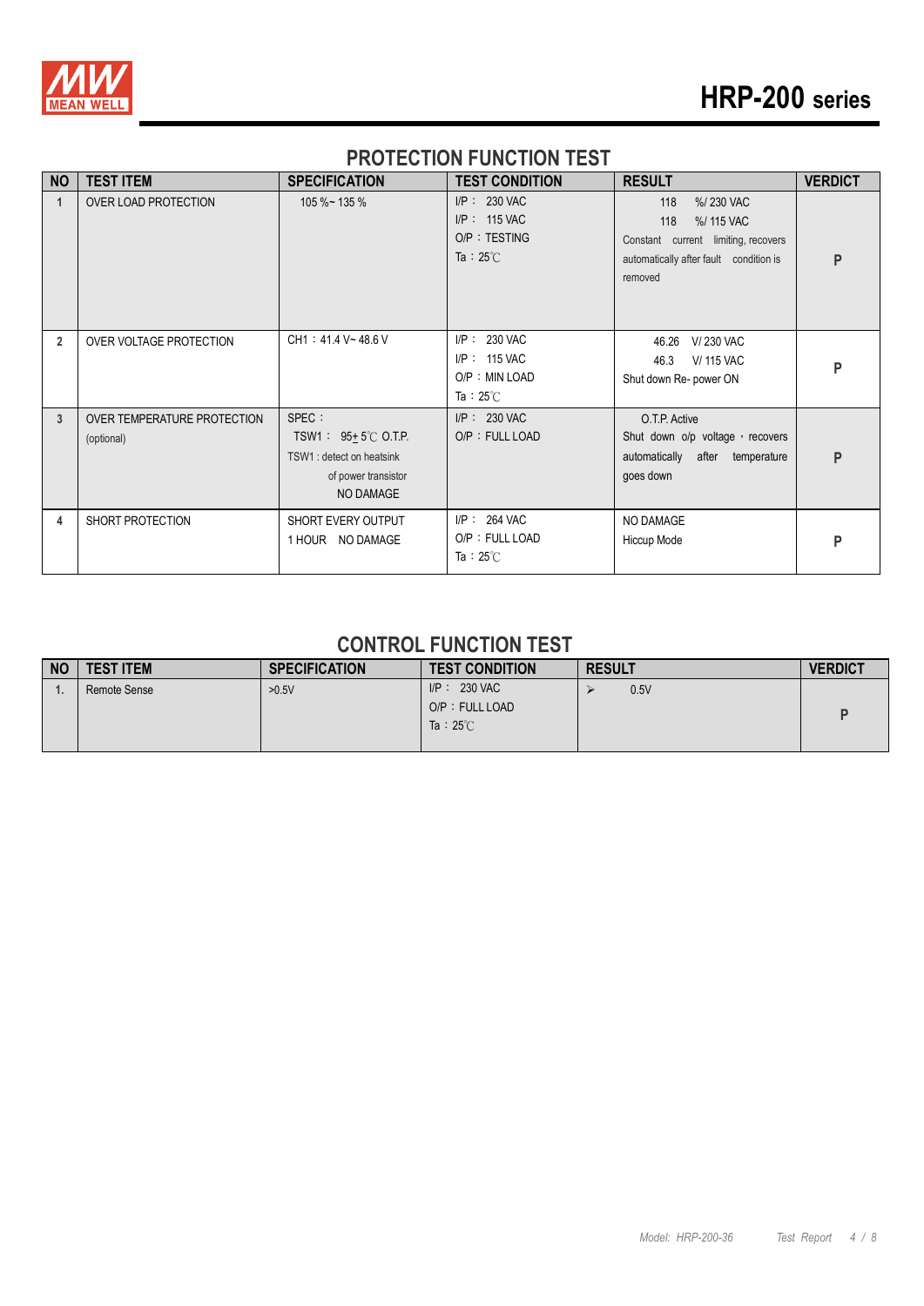## PROTECTION FUNCTION TEST

| NO | TEST ITEM | SPECIFICATION | TEST CONDITION | RESULT | VERDICT |
|---|---|---|---|---|---|
| 1 | OVER LOAD PROTECTION | 105 %~ 135 % | I/P : 230 VAC<br>I/P : 115 VAC<br>O/P : TESTING<br>Ta : 25℃ | 118 %/ 230 VAC<br>118 %/ 115 VAC<br>Constant current limiting, recovers automatically after fault condition is removed | P |
| 2 | OVER VOLTAGE PROTECTION | CH1 : 41.4 V~ 48.6 V | I/P : 230 VAC<br>I/P : 115 VAC<br>O/P : MIN LOAD<br>Ta : 25℃ | 46.26 V/ 230 VAC<br>46.3 V/ 115 VAC<br>Shut down Re- power ON | P |
| 3 | OVER TEMPERATURE PROTECTION<br>(optional) | SPEC :<br>TSW1 : 95± 5℃ O.T.P.<br>TSW1 : detect on heatsink of power transistor<br>NO DAMAGE | I/P : 230 VAC<br>O/P : FULL LOAD | O.T.P. Active<br>Shut down o/p voltage，recovers automatically after temperature goes down | P |
| 4 | SHORT PROTECTION | SHORT EVERY OUTPUT<br>1 HOUR NO DAMAGE | I/P : 264 VAC<br>O/P : FULL LOAD<br>Ta : 25℃ | NO DAMAGE<br>Hiccup Mode | P |

## CONTROL FUNCTION TEST

| NO | TEST ITEM | SPECIFICATION | TEST CONDITION | RESULT | VERDICT |
|---|---|---|---|---|---|
| 1. | Remote Sense | >0.5V | I/P : 230 VAC<br>O/P : FULL LOAD<br>Ta : 25℃ | ➢ 0.5V | P |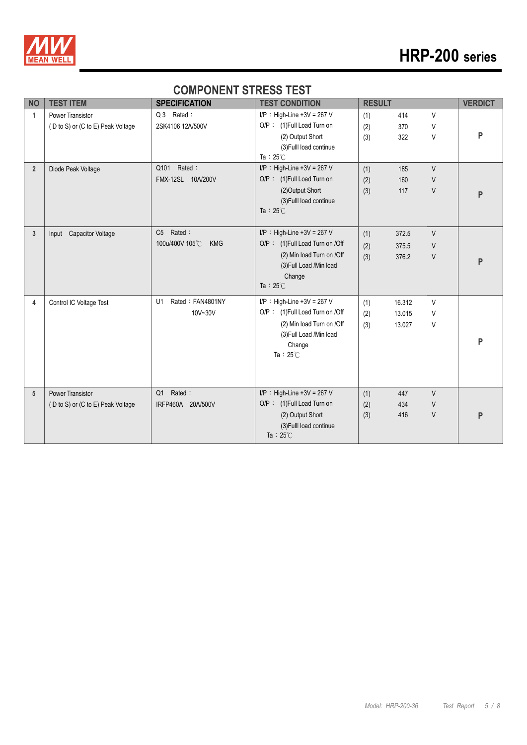## COMPONENT STRESS TEST

| NO | TEST ITEM | SPECIFICATION | TEST CONDITION | RESULT | VERDICT |
|---|---|---|---|---|---|
| 1 | Power Transistor ( D to S) or (C to E) Peak Voltage | Q 3 Rated : 2SK4106 12A/500V | I/P : High-Line +3V = 267 V<br>O/P : (1)Full Load Turn on<br>(2) Output Short<br>(3)Fulll load continue<br>Ta : 25℃ | (1) 414 V<br>(2) 370 V<br>(3) 322 V | P |
| 2 | Diode Peak Voltage | Q101 Rated : FMX-12SL 10A/200V | I/P : High-Line +3V = 267 V<br>O/P : (1)Full Load Turn on<br>(2)Output Short<br>(3)Fulll load continue<br>Ta : 25℃ | (1) 185 V<br>(2) 160 V<br>(3) 117 V | P |
| 3 | Input Capacitor Voltage | C5 Rated : 100u/400V 105℃ KMG | I/P : High-Line +3V = 267 V<br>O/P : (1)Full Load Turn on /Off<br>(2) Min load Turn on /Off<br>(3)Full Load /Min load Change<br>Ta : 25℃ | (1) 372.5 V<br>(2) 375.5 V<br>(3) 376.2 V | P |
| 4 | Control IC Voltage Test | U1 Rated : FAN4801NY 10V~30V | I/P : High-Line +3V = 267 V<br>O/P : (1)Full Load Turn on /Off<br>(2) Min load Turn on /Off<br>(3)Full Load /Min load Change<br>Ta : 25℃ | (1) 16.312 V<br>(2) 13.015 V<br>(3) 13.027 V | P |
| 5 | Power Transistor ( D to S) or (C to E) Peak Voltage | Q1 Rated : IRFP460A 20A/500V | I/P : High-Line +3V = 267 V<br>O/P : (1)Full Load Turn on<br>(2) Output Short<br>(3)Fulll load continue<br>Ta : 25℃ | (1) 447 V<br>(2) 434 V<br>(3) 416 V | P |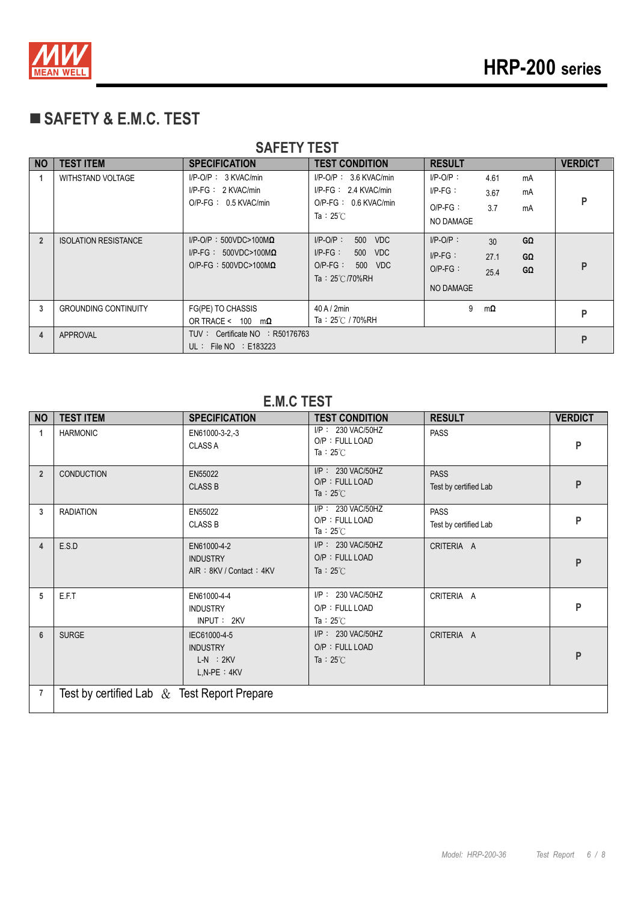## ■ SAFETY & E.M.C. TEST

### SAFETY TEST

| NO | TEST ITEM | SPECIFICATION | TEST CONDITION | RESULT | VERDICT |
|---|---|---|---|---|---|
| 1 | WITHSTAND VOLTAGE | I/P-O/P： 3 KVAC/min<br>I/P-FG： 2 KVAC/min<br>O/P-FG： 0.5 KVAC/min | I/P-O/P： 3.6 KVAC/min<br>I/P-FG： 2.4 KVAC/min<br>O/P-FG： 0.6 KVAC/min<br>Ta：25℃ | I/P-O/P： 4.61 mA<br>I/P-FG： 3.67 mA<br>O/P-FG： 3.7 mA<br>NO DAMAGE | P |
| 2 | ISOLATION RESISTANCE | I/P-O/P：500VDC>100MΩ<br>I/P-FG： 500VDC>100MΩ<br>O/P-FG：500VDC>100MΩ | I/P-O/P： 500 VDC<br>I/P-FG： 500 VDC<br>O/P-FG： 500 VDC<br>Ta：25℃/70%RH | I/P-O/P： 30 GΩ<br>I/P-FG： 27.1 GΩ<br>O/P-FG： 25.4 GΩ<br>NO DAMAGE | P |
| 3 | GROUNDING CONTINUITY | FG(PE) TO CHASSIS<br>OR TRACE < 100 mΩ | 40 A / 2min<br>Ta：25℃ / 70%RH | 9 mΩ | P |
| 4 | APPROVAL | TUV： Certificate NO ：R50176763<br>UL： File NO ：E183223 | | | P |

### E.M.C TEST

| NO | TEST ITEM | SPECIFICATION | TEST CONDITION | RESULT | VERDICT |
|---|---|---|---|---|---|
| 1 | HARMONIC | EN61000-3-2,-3<br>CLASS A | I/P： 230 VAC/50HZ<br>O/P：FULL LOAD<br>Ta：25℃ | PASS | P |
| 2 | CONDUCTION | EN55022<br>CLASS B | I/P： 230 VAC/50HZ<br>O/P：FULL LOAD<br>Ta：25℃ | PASS<br>Test by certified Lab | P |
| 3 | RADIATION | EN55022<br>CLASS B | I/P： 230 VAC/50HZ<br>O/P：FULL LOAD<br>Ta：25℃ | PASS<br>Test by certified Lab | P |
| 4 | E.S.D | EN61000-4-2<br>INDUSTRY<br>AIR：8KV / Contact：4KV | I/P： 230 VAC/50HZ<br>O/P：FULL LOAD<br>Ta：25℃ | CRITERIA A | P |
| 5 | E.F.T | EN61000-4-4<br>INDUSTRY<br>INPUT： 2KV | I/P： 230 VAC/50HZ<br>O/P：FULL LOAD<br>Ta：25℃ | CRITERIA A | P |
| 6 | SURGE | IEC61000-4-5<br>INDUSTRY<br>L-N ：2KV<br>L,N-PE：4KV | I/P： 230 VAC/50HZ<br>O/P：FULL LOAD<br>Ta：25℃ | CRITERIA A | P |
| 7 | Test by certified Lab & Test Report Prepare | | | | |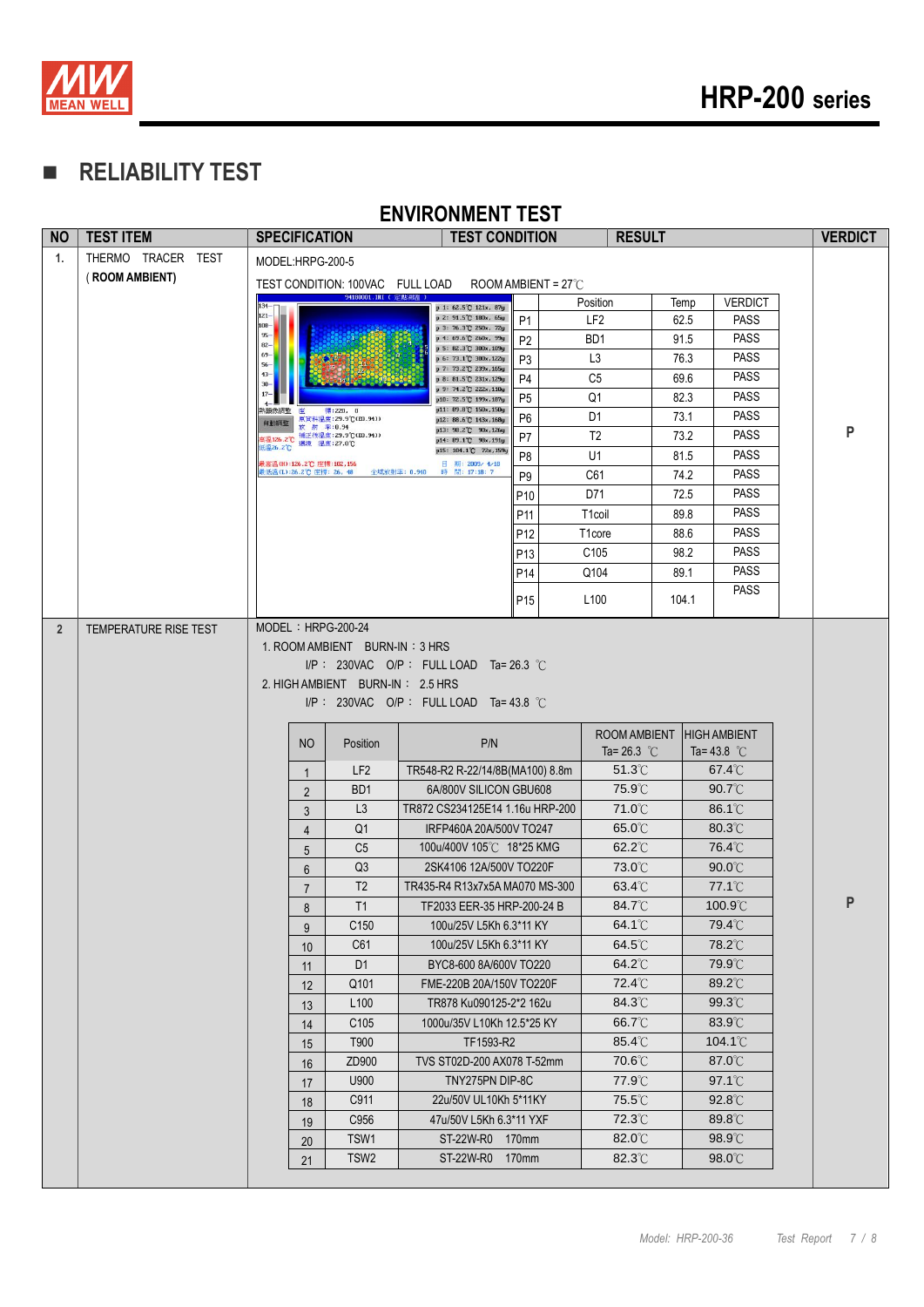## ■ RELIABILITY TEST

### ENVIRONMENT TEST

| NO | TEST ITEM | SPECIFICATION | TEST CONDITION | RESULT | VERDICT |
|---|---|---|---|---|---|
| 1. | THERMO TRACER TEST (ROOM AMBIENT) | MODEL:HRPG-200-5<br>TEST CONDITION: 100VAC FULL LOAD ROOM AMBIENT = 27℃ | | | P |
| 2 | TEMPERATURE RISE TEST | MODEL：HRPG-200-24<br>1. ROOM AMBIENT BURN-IN：3 HRS<br>I/P： 230VAC O/P： FULL LOAD Ta= 26.3 ℃<br>2. HIGH AMBIENT BURN-IN： 2.5 HRS<br>I/P： 230VAC O/P： FULL LOAD Ta= 43.8 ℃ | | | P |

**Thermo tracer test results (MODEL: HRPG-200-5):**

| | Position | Temp | VERDICT |
|---|---|---|---|
| P1 | LF2 | 62.5 | PASS |
| P2 | BD1 | 91.5 | PASS |
| P3 | L3 | 76.3 | PASS |
| P4 | C5 | 69.6 | PASS |
| P5 | Q1 | 82.3 | PASS |
| P6 | D1 | 73.1 | PASS |
| P7 | T2 | 73.2 | PASS |
| P8 | U1 | 81.5 | PASS |
| P9 | C61 | 74.2 | PASS |
| P10 | D71 | 72.5 | PASS |
| P11 | T1coil | 89.8 | PASS |
| P12 | T1core | 88.6 | PASS |
| P13 | C105 | 98.2 | PASS |
| P14 | Q104 | 89.1 | PASS |
| P15 | L100 | 104.1 | PASS |

**Temperature rise test results (MODEL: HRPG-200-24):**

| NO | Position | P/N | ROOM AMBIENT Ta= 26.3 ℃ | HIGH AMBIENT Ta= 43.8 ℃ |
|---|---|---|---|---|
| 1 | LF2 | TR548-R2 R-22/14/8B(MA100) 8.8m | 51.3℃ | 67.4℃ |
| 2 | BD1 | 6A/800V SILICON GBU608 | 75.9℃ | 90.7℃ |
| 3 | L3 | TR872 CS234125E14 1.16u HRP-200 | 71.0℃ | 86.1℃ |
| 4 | Q1 | IRFP460A 20A/500V TO247 | 65.0℃ | 80.3℃ |
| 5 | C5 | 100u/400V 105℃ 18*25 KMG | 62.2℃ | 76.4℃ |
| 6 | Q3 | 2SK4106 12A/500V TO220F | 73.0℃ | 90.0℃ |
| 7 | T2 | TR435-R4 R13x7x5A MA070 MS-300 | 63.4℃ | 77.1℃ |
| 8 | T1 | TF2033 EER-35 HRP-200-24 B | 84.7℃ | 100.9℃ |
| 9 | C150 | 100u/25V L5Kh 6.3*11 KY | 64.1℃ | 79.4℃ |
| 10 | C61 | 100u/25V L5Kh 6.3*11 KY | 64.5℃ | 78.2℃ |
| 11 | D1 | BYC8-600 8A/600V TO220 | 64.2℃ | 79.9℃ |
| 12 | Q101 | FME-220B 20A/150V TO220F | 72.4℃ | 89.2℃ |
| 13 | L100 | TR878 Ku090125-2*2 162u | 84.3℃ | 99.3℃ |
| 14 | C105 | 1000u/35V L10Kh 12.5*25 KY | 66.7℃ | 83.9℃ |
| 15 | T900 | TF1593-R2 | 85.4℃ | 104.1℃ |
| 16 | ZD900 | TVS ST02D-200 AX078 T-52mm | 70.6℃ | 87.0℃ |
| 17 | U900 | TNY275PN DIP-8C | 77.9℃ | 97.1℃ |
| 18 | C911 | 22u/50V UL10Kh 5*11KY | 75.5℃ | 92.8℃ |
| 19 | C956 | 47u/50V L5Kh 6.3*11 YXF | 72.3℃ | 89.8℃ |
| 20 | TSW1 | ST-22W-R0 170mm | 82.0℃ | 98.9℃ |
| 21 | TSW2 | ST-22W-R0 170mm | 82.3℃ | 98.0℃ |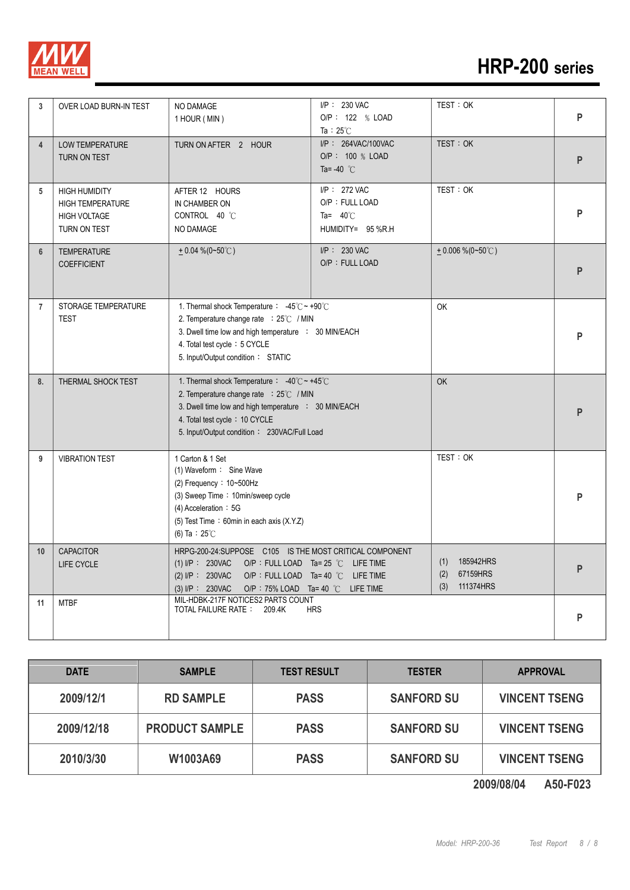# HRP-200 series

| | | | | | |
|---|---|---|---|---|---|
| 3 | OVER LOAD BURN-IN TEST | NO DAMAGE<br>1 HOUR ( MIN ) | I/P ： 230 VAC<br>O/P ： 122 ％ LOAD<br>Ta ：25℃ | TEST ：OK | P |
| 4 | LOW TEMPERATURE<br>TURN ON TEST | TURN ON AFTER 2 HOUR | I/P ： 264VAC/100VAC<br>O/P ： 100 ％ LOAD<br>Ta= -40 ℃ | TEST ：OK | P |
| 5 | HIGH HUMIDITY<br>HIGH TEMPERATURE<br>HIGH VOLTAGE<br>TURN ON TEST | AFTER 12 HOURS<br>IN CHAMBER ON<br>CONTROL 40 ℃<br>NO DAMAGE | I/P ： 272 VAC<br>O/P ：FULL LOAD<br>Ta= 40℃<br>HUMIDITY= 95 %R.H | TEST ：OK | P |
| 6 | TEMPERATURE<br>COEFFICIENT | ± 0.04 %(0~50℃) | I/P ： 230 VAC<br>O/P ：FULL LOAD | ± 0.006 %(0~50℃) | P |
| 7 | STORAGE TEMPERATURE<br>TEST | 1. Thermal shock Temperature ： -45℃ ~ +90℃<br>2. Temperature change rate ：25℃ / MIN<br>3. Dwell time low and high temperature ： 30 MIN/EACH<br>4. Total test cycle ：5 CYCLE<br>5. Input/Output condition ： STATIC | | OK | P |
| 8. | THERMAL SHOCK TEST | 1. Thermal shock Temperature ： -40℃ ~ +45℃<br>2. Temperature change rate ：25℃ / MIN<br>3. Dwell time low and high temperature ： 30 MIN/EACH<br>4. Total test cycle ：10 CYCLE<br>5. Input/Output condition ： 230VAC/Full Load | | OK | P |
| 9 | VIBRATION TEST | 1 Carton & 1 Set<br>(1) Waveform ： Sine Wave<br>(2) Frequency ：10~500Hz<br>(3) Sweep Time ：10min/sweep cycle<br>(4) Acceleration ：5G<br>(5) Test Time ：60min in each axis (X.Y.Z)<br>(6) Ta ：25℃ | | TEST ：OK | P |
| 10 | CAPACITOR<br>LIFE CYCLE | HRPG-200-24:SUPPOSE C105 IS THE MOST CRITICAL COMPONENT<br>(1) I/P ： 230VAC O/P ：FULL LOAD Ta= 25 ℃ LIFE TIME<br>(2) I/P ： 230VAC O/P ：FULL LOAD Ta= 40 ℃ LIFE TIME<br>(3) I/P ： 230VAC O/P ：75% LOAD Ta= 40 ℃ LIFE TIME | | (1) 185942HRS<br>(2) 67159HRS<br>(3) 111374HRS | P |
| 11 | MTBF | MIL-HDBK-217F NOTICES2 PARTS COUNT<br>TOTAL FAILURE RATE ： 209.4K HRS | | | P |

| DATE | SAMPLE | TEST RESULT | TESTER | APPROVAL |
|---|---|---|---|---|
| 2009/12/1 | RD SAMPLE | PASS | SANFORD SU | VINCENT TSENG |
| 2009/12/18 | PRODUCT SAMPLE | PASS | SANFORD SU | VINCENT TSENG |
| 2010/3/30 | W1003A69 | PASS | SANFORD SU | VINCENT TSENG |

2009/08/04 A50-F023